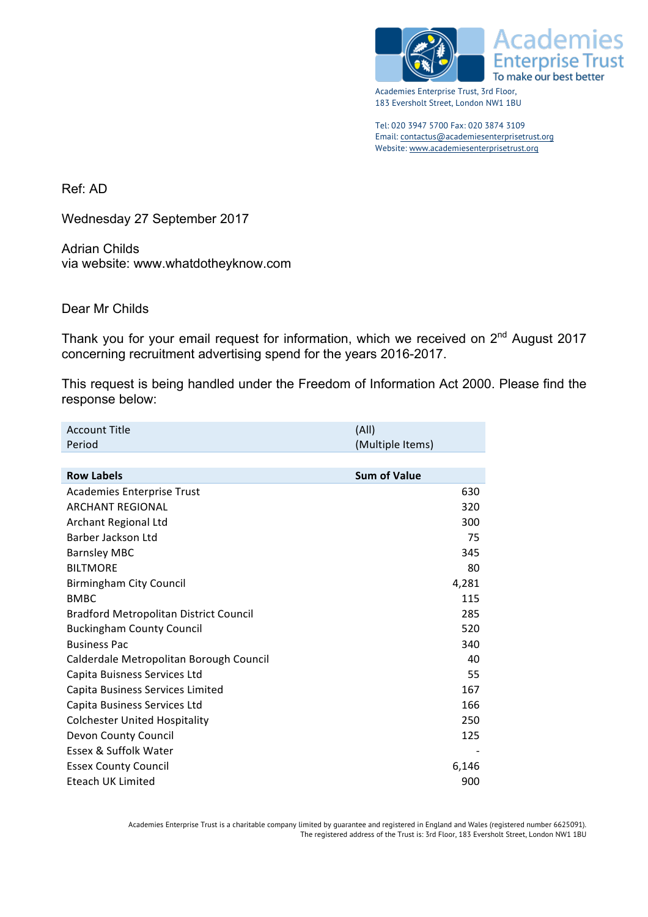Academies Enterprise Trust
To make our best better

Academies Enterprise Trust, 3rd Floor,
183 Eversholt Street, London NW1 1BU

Tel: 020 3947 5700 Fax: 020 3874 3109
Email: contactus@academiesenterprisetrust.org
Website: www.academiesenterprisetrust.org

Ref: AD

Wednesday 27 September 2017

Adrian Childs
via website: www.whatdotheyknow.com

Dear Mr Childs

Thank you for your email request for information, which we received on 2nd August 2017 concerning recruitment advertising spend for the years 2016-2017.

This request is being handled under the Freedom of Information Act 2000. Please find the response below:

| Account Title | (All) |
|---|---|
| Period | (Multiple Items) |

| Row Labels | Sum of Value |
|---|---|
| Academies Enterprise Trust | 630 |
| ARCHANT REGIONAL | 320 |
| Archant Regional Ltd | 300 |
| Barber Jackson Ltd | 75 |
| Barnsley MBC | 345 |
| BILTMORE | 80 |
| Birmingham City Council | 4,281 |
| BMBC | 115 |
| Bradford Metropolitan District Council | 285 |
| Buckingham County Council | 520 |
| Business Pac | 340 |
| Calderdale Metropolitan Borough Council | 40 |
| Capita Buisness Services Ltd | 55 |
| Capita Business Services Limited | 167 |
| Capita Business Services Ltd | 166 |
| Colchester United Hospitality | 250 |
| Devon County Council | 125 |
| Essex & Suffolk Water | - |
| Essex County Council | 6,146 |
| Eteach UK Limited | 900 |

Academies Enterprise Trust is a charitable company limited by guarantee and registered in England and Wales (registered number 6625091).
The registered address of the Trust is: 3rd Floor, 183 Eversholt Street, London NW1 1BU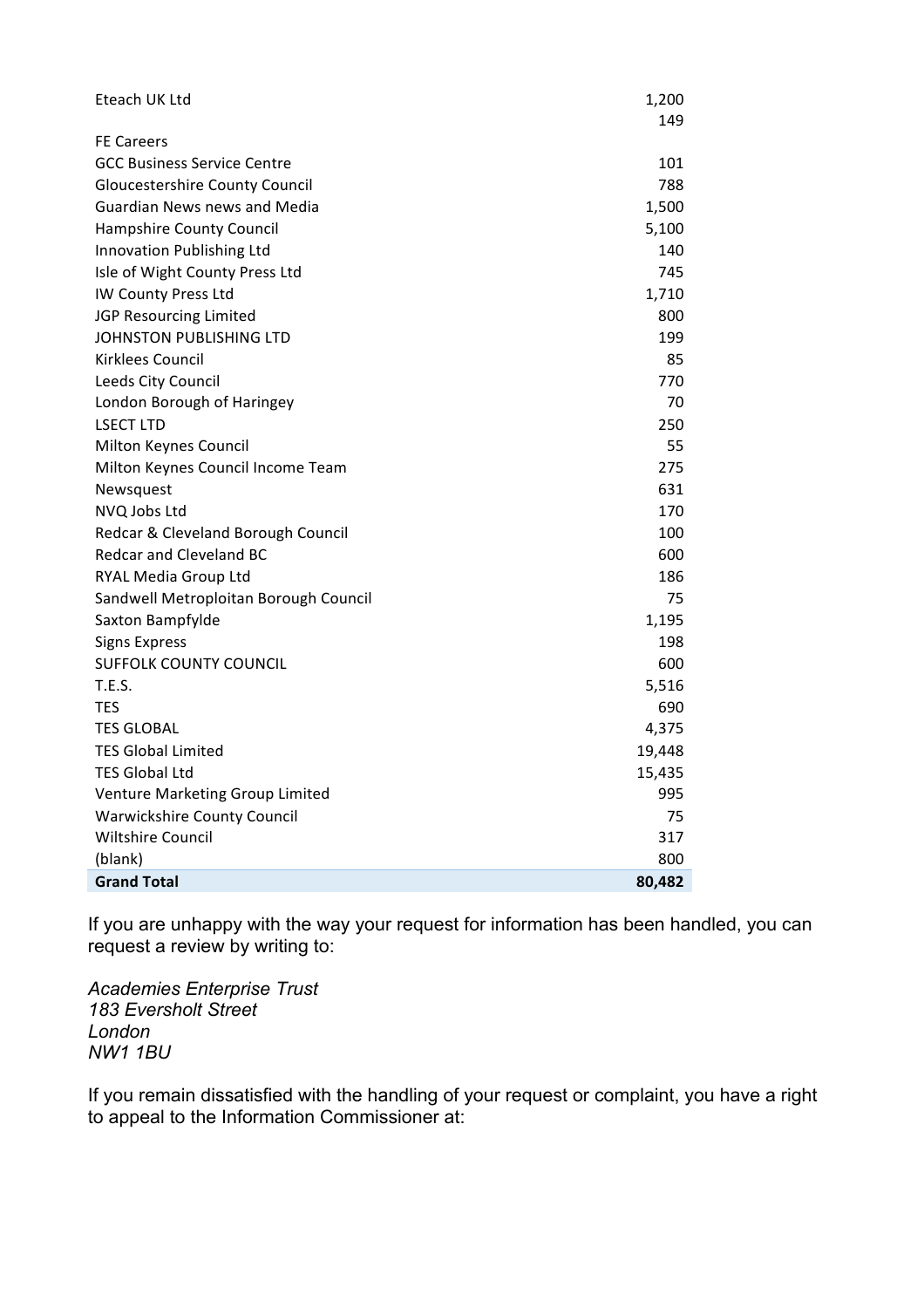| Eteach UK Ltd | 1,200 |
| --- | --- |
| | 149 |
| FE Careers | |
| GCC Business Service Centre | 101 |
| Gloucestershire County Council | 788 |
| Guardian News news and Media | 1,500 |
| Hampshire County Council | 5,100 |
| Innovation Publishing Ltd | 140 |
| Isle of Wight County Press Ltd | 745 |
| IW County Press Ltd | 1,710 |
| JGP Resourcing Limited | 800 |
| JOHNSTON PUBLISHING LTD | 199 |
| Kirklees Council | 85 |
| Leeds City Council | 770 |
| London Borough of Haringey | 70 |
| LSECT LTD | 250 |
| Milton Keynes Council | 55 |
| Milton Keynes Council Income Team | 275 |
| Newsquest | 631 |
| NVQ Jobs Ltd | 170 |
| Redcar & Cleveland Borough Council | 100 |
| Redcar and Cleveland BC | 600 |
| RYAL Media Group Ltd | 186 |
| Sandwell Metroploitan Borough Council | 75 |
| Saxton Bampfylde | 1,195 |
| Signs Express | 198 |
| SUFFOLK COUNTY COUNCIL | 600 |
| T.E.S. | 5,516 |
| TES | 690 |
| TES GLOBAL | 4,375 |
| TES Global Limited | 19,448 |
| TES Global Ltd | 15,435 |
| Venture Marketing Group Limited | 995 |
| Warwickshire County Council | 75 |
| Wiltshire Council | 317 |
| (blank) | 800 |
| **Grand Total** | **80,482** |

If you are unhappy with the way your request for information has been handled, you can request a review by writing to:

*Academies Enterprise Trust*
*183 Eversholt Street*
*London*
*NW1 1BU*

If you remain dissatisfied with the handling of your request or complaint, you have a right to appeal to the Information Commissioner at: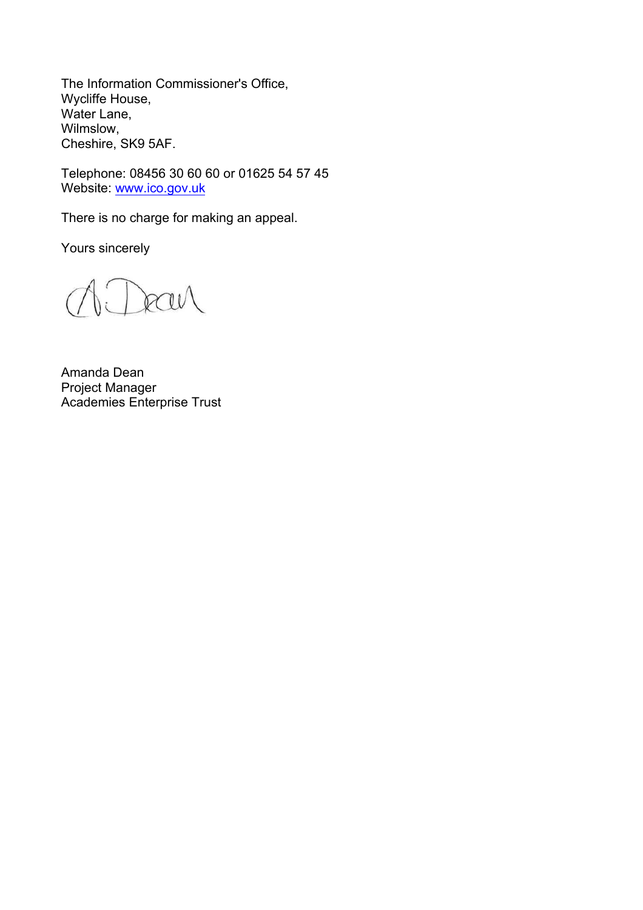The Information Commissioner's Office,
Wycliffe House,
Water Lane,
Wilmslow,
Cheshire, SK9 5AF.

Telephone: 08456 30 60 60 or 01625 54 57 45
Website: [www.ico.gov.uk](http://www.ico.gov.uk)

There is no charge for making an appeal.

Yours sincerely

Amanda Dean
Project Manager
Academies Enterprise Trust